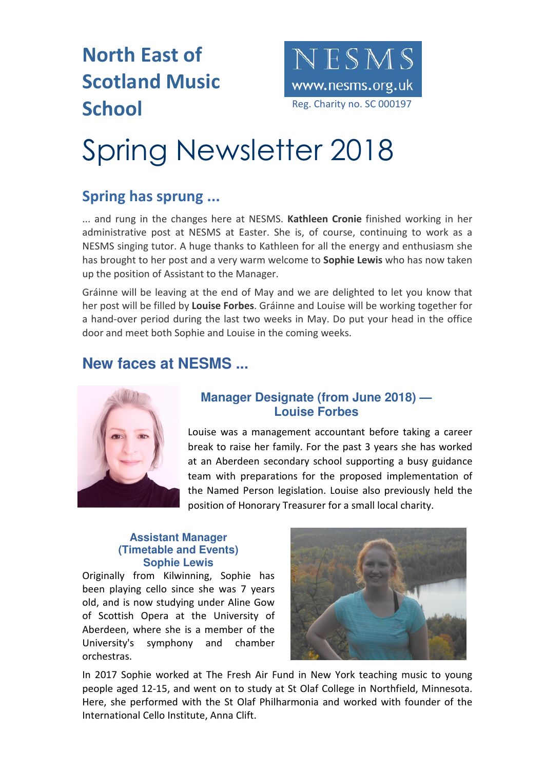# North East of Scotland Music School

NESMS
www.nesms.org.uk
Reg. Charity no. SC 000197

# Spring Newsletter 2018

## Spring has sprung ...

... and rung in the changes here at NESMS. **Kathleen Cronie** finished working in her administrative post at NESMS at Easter. She is, of course, continuing to work as a NESMS singing tutor. A huge thanks to Kathleen for all the energy and enthusiasm she has brought to her post and a very warm welcome to **Sophie Lewis** who has now taken up the position of Assistant to the Manager.

Gráinne will be leaving at the end of May and we are delighted to let you know that her post will be filled by **Louise Forbes**. Gráinne and Louise will be working together for a hand-over period during the last two weeks in May. Do put your head in the office door and meet both Sophie and Louise in the coming weeks.

## New faces at NESMS ...

### Manager Designate (from June 2018) — Louise Forbes

Louise was a management accountant before taking a career break to raise her family. For the past 3 years she has worked at an Aberdeen secondary school supporting a busy guidance team with preparations for the proposed implementation of the Named Person legislation. Louise also previously held the position of Honorary Treasurer for a small local charity.

### Assistant Manager (Timetable and Events) Sophie Lewis

Originally from Kilwinning, Sophie has been playing cello since she was 7 years old, and is now studying under Aline Gow of Scottish Opera at the University of Aberdeen, where she is a member of the University's symphony and chamber orchestras.

In 2017 Sophie worked at The Fresh Air Fund in New York teaching music to young people aged 12-15, and went on to study at St Olaf College in Northfield, Minnesota. Here, she performed with the St Olaf Philharmonia and worked with founder of the International Cello Institute, Anna Clift.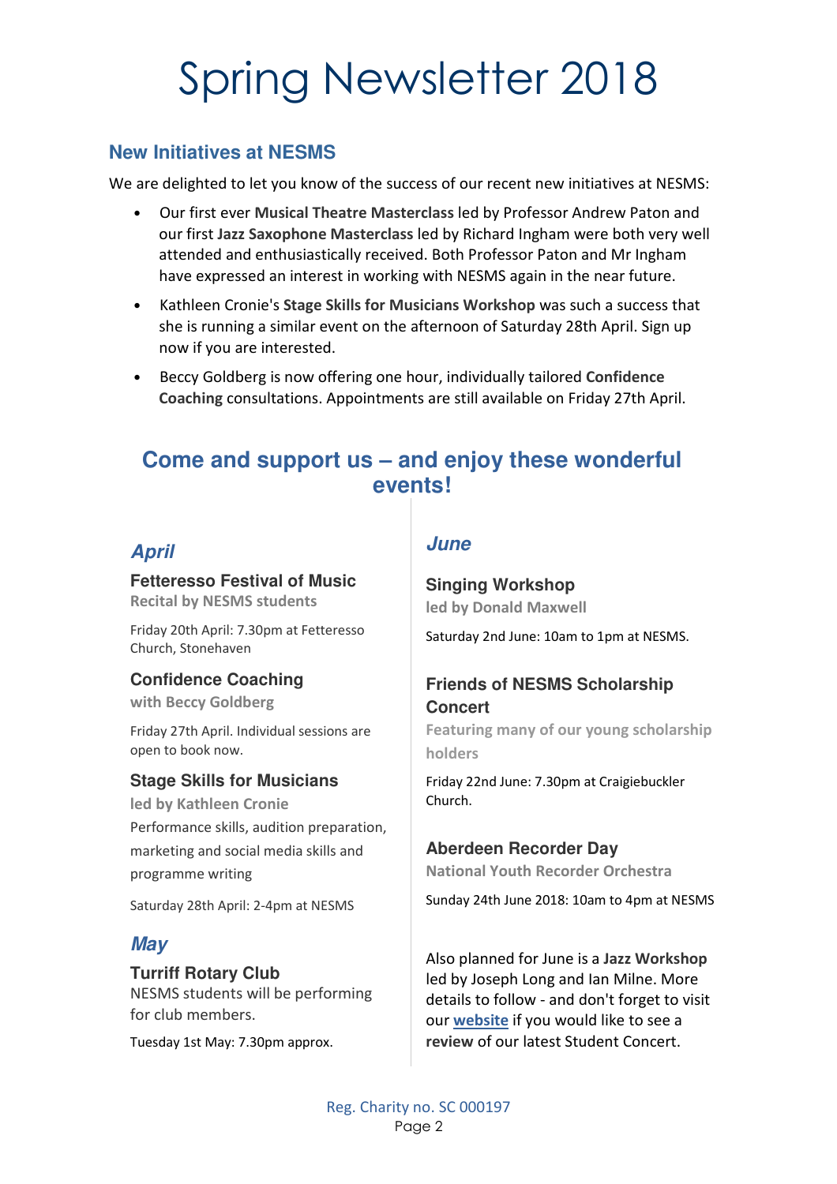# Spring Newsletter 2018

## New Initiatives at NESMS

We are delighted to let you know of the success of our recent new initiatives at NESMS:

- Our first ever **Musical Theatre Masterclass** led by Professor Andrew Paton and our first **Jazz Saxophone Masterclass** led by Richard Ingham were both very well attended and enthusiastically received. Both Professor Paton and Mr Ingham have expressed an interest in working with NESMS again in the near future.
- Kathleen Cronie's **Stage Skills for Musicians Workshop** was such a success that she is running a similar event on the afternoon of Saturday 28th April. Sign up now if you are interested.
- Beccy Goldberg is now offering one hour, individually tailored **Confidence Coaching** consultations. Appointments are still available on Friday 27th April.

## Come and support us – and enjoy these wonderful events!

### *April*

**Fetteresso Festival of Music**
**Recital by NESMS students**

Friday 20th April: 7.30pm at Fetteresso Church, Stonehaven

**Confidence Coaching**
**with Beccy Goldberg**

Friday 27th April. Individual sessions are open to book now.

**Stage Skills for Musicians**
**led by Kathleen Cronie**
Performance skills, audition preparation, marketing and social media skills and programme writing

Saturday 28th April: 2-4pm at NESMS

### *May*

**Turriff Rotary Club**
NESMS students will be performing for club members.

Tuesday 1st May: 7.30pm approx.

### *June*

**Singing Workshop**
**led by Donald Maxwell**

Saturday 2nd June: 10am to 1pm at NESMS.

**Friends of NESMS Scholarship Concert**
**Featuring many of our young scholarship holders**

Friday 22nd June: 7.30pm at Craigiebuckler Church.

**Aberdeen Recorder Day**
**National Youth Recorder Orchestra**

Sunday 24th June 2018: 10am to 4pm at NESMS

Also planned for June is a **Jazz Workshop** led by Joseph Long and Ian Milne. More details to follow - and don't forget to visit our **website** if you would like to see a **review** of our latest Student Concert.

Reg. Charity no. SC 000197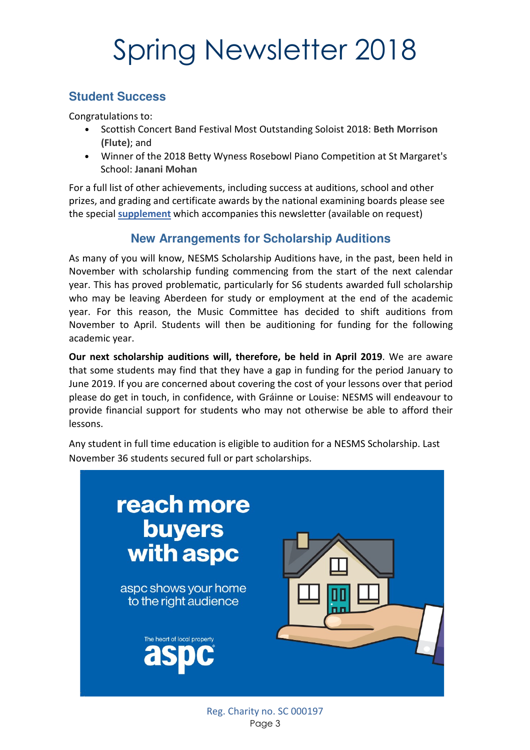# Spring Newsletter 2018

## Student Success

Congratulations to:

- Scottish Concert Band Festival Most Outstanding Soloist 2018: **Beth Morrison (Flute)**; and
- Winner of the 2018 Betty Wyness Rosebowl Piano Competition at St Margaret's School: **Janani Mohan**

For a full list of other achievements, including success at auditions, school and other prizes, and grading and certificate awards by the national examining boards please see the special **supplement** which accompanies this newsletter (available on request)

## New Arrangements for Scholarship Auditions

As many of you will know, NESMS Scholarship Auditions have, in the past, been held in November with scholarship funding commencing from the start of the next calendar year. This has proved problematic, particularly for S6 students awarded full scholarship who may be leaving Aberdeen for study or employment at the end of the academic year. For this reason, the Music Committee has decided to shift auditions from November to April. Students will then be auditioning for funding for the following academic year.

**Our next scholarship auditions will, therefore, be held in April 2019**. We are aware that some students may find that they have a gap in funding for the period January to June 2019. If you are concerned about covering the cost of your lessons over that period please do get in touch, in confidence, with Gráinne or Louise: NESMS will endeavour to provide financial support for students who may not otherwise be able to afford their lessons.

Any student in full time education is eligible to audition for a NESMS Scholarship. Last November 36 students secured full or part scholarships.

**reach more buyers with aspc**

aspc shows your home to the right audience

The heart of local property

**aspc**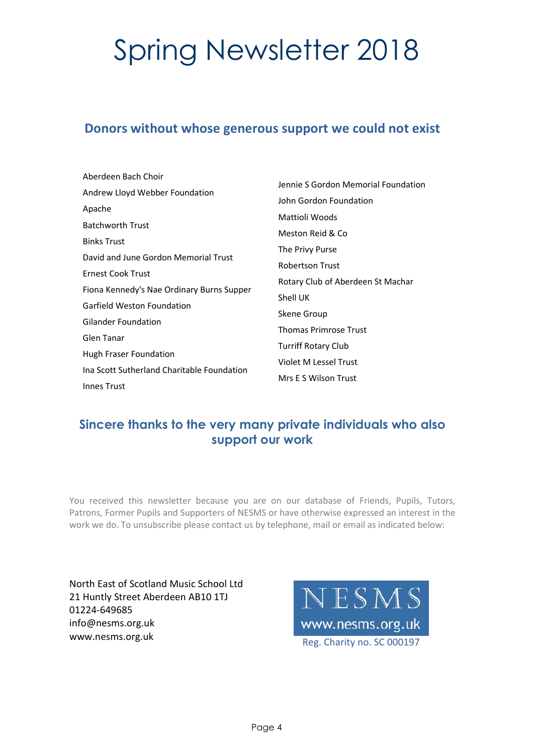# Spring Newsletter 2018

## Donors without whose generous support we could not exist

Aberdeen Bach Choir
Andrew Lloyd Webber Foundation
Apache
Batchworth Trust
Binks Trust
David and June Gordon Memorial Trust
Ernest Cook Trust
Fiona Kennedy's Nae Ordinary Burns Supper
Garfield Weston Foundation
Gilander Foundation
Glen Tanar
Hugh Fraser Foundation
Ina Scott Sutherland Charitable Foundation
Innes Trust
Jennie S Gordon Memorial Foundation
John Gordon Foundation
Mattioli Woods
Meston Reid & Co
The Privy Purse
Robertson Trust
Rotary Club of Aberdeen St Machar
Shell UK
Skene Group
Thomas Primrose Trust
Turriff Rotary Club
Violet M Lessel Trust
Mrs E S Wilson Trust

## Sincere thanks to the very many private individuals who also support our work

You received this newsletter because you are on our database of Friends, Pupils, Tutors, Patrons, Former Pupils and Supporters of NESMS or have otherwise expressed an interest in the work we do. To unsubscribe please contact us by telephone, mail or email as indicated below:

North East of Scotland Music School Ltd
21 Huntly Street Aberdeen AB10 1TJ
01224-649685
info@nesms.org.uk
www.nesms.org.uk

NESMS
www.nesms.org.uk
Reg. Charity no. SC 000197